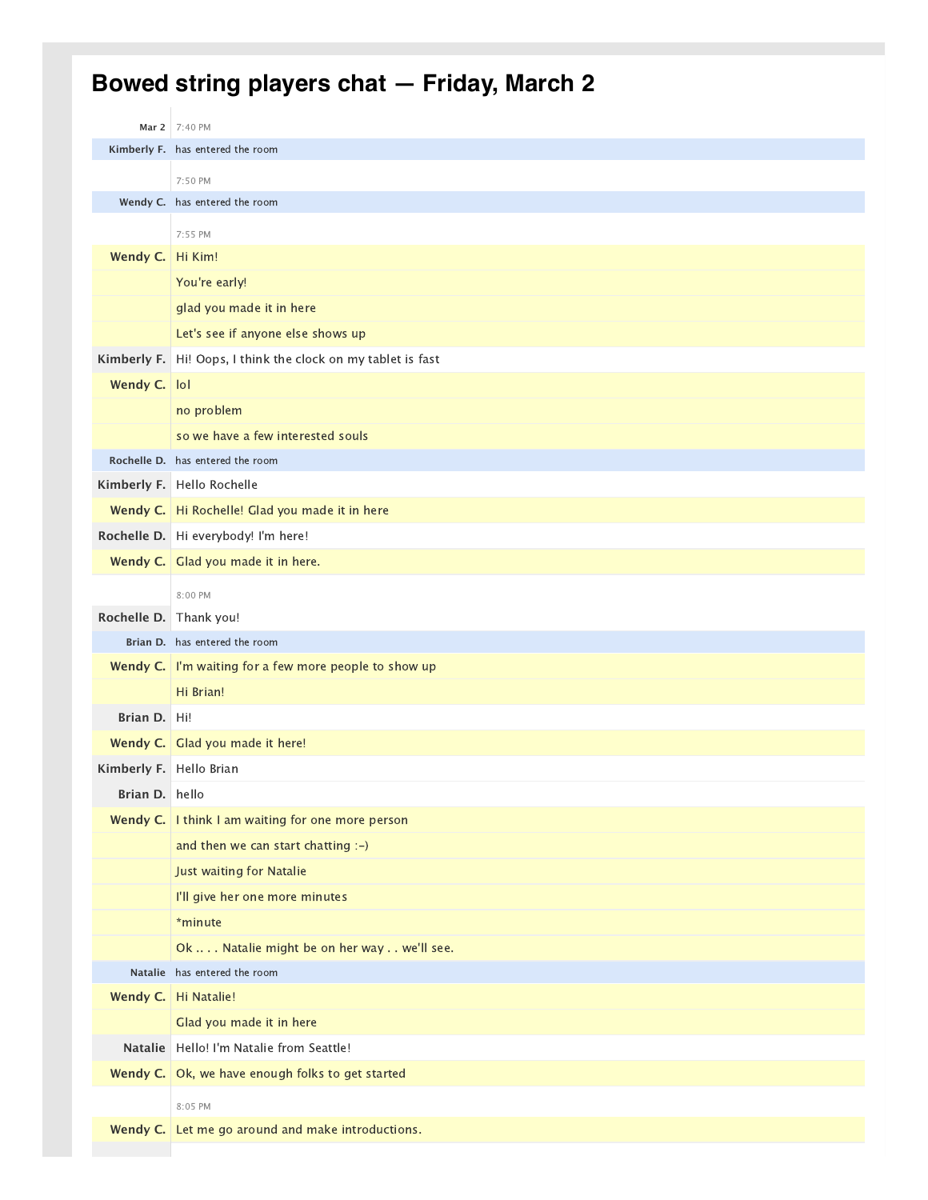# Bowed string players chat — Friday, March 2

| | |
|---|---|
| **Mar 2** | 7:40 PM |
| **Kimberly F.** | has entered the room |
| | 7:50 PM |
| **Wendy C.** | has entered the room |
| | 7:55 PM |
| **Wendy C.** | Hi Kim! |
| | You're early! |
| | glad you made it in here |
| | Let's see if anyone else shows up |
| **Kimberly F.** | Hi! Oops, I think the clock on my tablet is fast |
| **Wendy C.** | lol |
| | no problem |
| | so we have a few interested souls |
| **Rochelle D.** | has entered the room |
| **Kimberly F.** | Hello Rochelle |
| **Wendy C.** | Hi Rochelle! Glad you made it in here |
| **Rochelle D.** | Hi everybody! I'm here! |
| **Wendy C.** | Glad you made it in here. |
| | 8:00 PM |
| **Rochelle D.** | Thank you! |
| **Brian D.** | has entered the room |
| **Wendy C.** | I'm waiting for a few more people to show up |
| | Hi Brian! |
| **Brian D.** | Hi! |
| **Wendy C.** | Glad you made it here! |
| **Kimberly F.** | Hello Brian |
| **Brian D.** | hello |
| **Wendy C.** | I think I am waiting for one more person |
| | and then we can start chatting :-) |
| | Just waiting for Natalie |
| | I'll give her one more minutes |
| | *minute |
| | Ok .. . . Natalie might be on her way . . we'll see. |
| **Natalie** | has entered the room |
| **Wendy C.** | Hi Natalie! |
| | Glad you made it in here |
| **Natalie** | Hello! I'm Natalie from Seattle! |
| **Wendy C.** | Ok, we have enough folks to get started |
| | 8:05 PM |
| **Wendy C.** | Let me go around and make introductions. |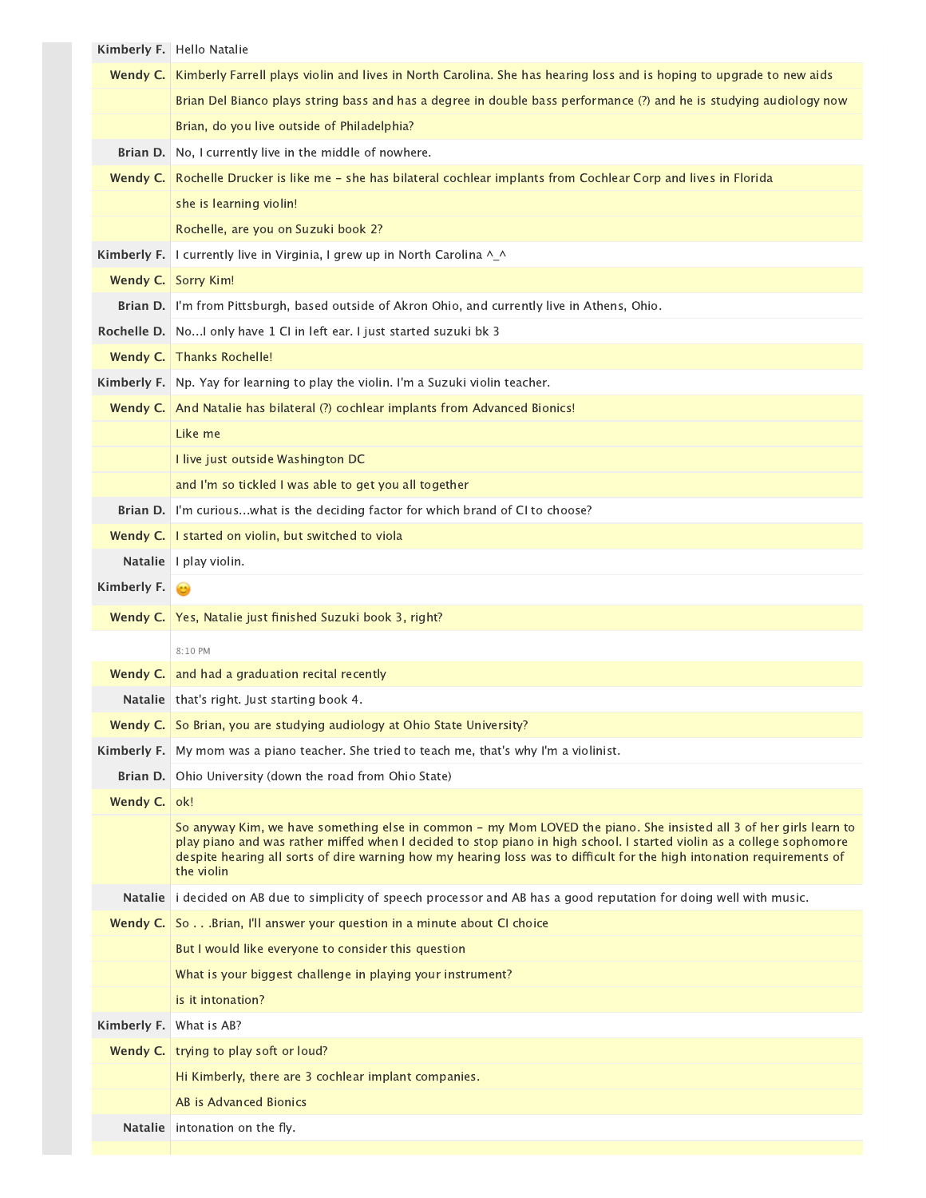| | |
|---|---|
| **Kimberly F.** | Hello Natalie |
| **Wendy C.** | Kimberly Farrell plays violin and lives in North Carolina. She has hearing loss and is hoping to upgrade to new aids |
| | Brian Del Bianco plays string bass and has a degree in double bass performance (?) and he is studying audiology now |
| | Brian, do you live outside of Philadelphia? |
| **Brian D.** | No, I currently live in the middle of nowhere. |
| **Wendy C.** | Rochelle Drucker is like me - she has bilateral cochlear implants from Cochlear Corp and lives in Florida |
| | she is learning violin! |
| | Rochelle, are you on Suzuki book 2? |
| **Kimberly F.** | I currently live in Virginia, I grew up in North Carolina ^_^ |
| **Wendy C.** | Sorry Kim! |
| **Brian D.** | I'm from Pittsburgh, based outside of Akron Ohio, and currently live in Athens, Ohio. |
| **Rochelle D.** | No...I only have 1 CI in left ear. I just started suzuki bk 3 |
| **Wendy C.** | Thanks Rochelle! |
| **Kimberly F.** | Np. Yay for learning to play the violin. I'm a Suzuki violin teacher. |
| **Wendy C.** | And Natalie has bilateral (?) cochlear implants from Advanced Bionics! |
| | Like me |
| | I live just outside Washington DC |
| | and I'm so tickled I was able to get you all together |
| **Brian D.** | I'm curious...what is the deciding factor for which brand of CI to choose? |
| **Wendy C.** | I started on violin, but switched to viola |
| **Natalie** | I play violin. |
| **Kimberly F.** | 😊 |
| **Wendy C.** | Yes, Natalie just finished Suzuki book 3, right? |
| | 8:10 PM |
| **Wendy C.** | and had a graduation recital recently |
| **Natalie** | that's right. Just starting book 4. |
| **Wendy C.** | So Brian, you are studying audiology at Ohio State University? |
| **Kimberly F.** | My mom was a piano teacher. She tried to teach me, that's why I'm a violinist. |
| **Brian D.** | Ohio University (down the road from Ohio State) |
| **Wendy C.** | ok! |
| | So anyway Kim, we have something else in common - my Mom LOVED the piano. She insisted all 3 of her girls learn to play piano and was rather miffed when I decided to stop piano in high school. I started violin as a college sophomore despite hearing all sorts of dire warning how my hearing loss was to difficult for the high intonation requirements of the violin |
| **Natalie** | i decided on AB due to simplicity of speech processor and AB has a good reputation for doing well with music. |
| **Wendy C.** | So . . .Brian, I'll answer your question in a minute about CI choice |
| | But I would like everyone to consider this question |
| | What is your biggest challenge in playing your instrument? |
| | is it intonation? |
| **Kimberly F.** | What is AB? |
| **Wendy C.** | trying to play soft or loud? |
| | Hi Kimberly, there are 3 cochlear implant companies. |
| | AB is Advanced Bionics |
| **Natalie** | intonation on the fly. |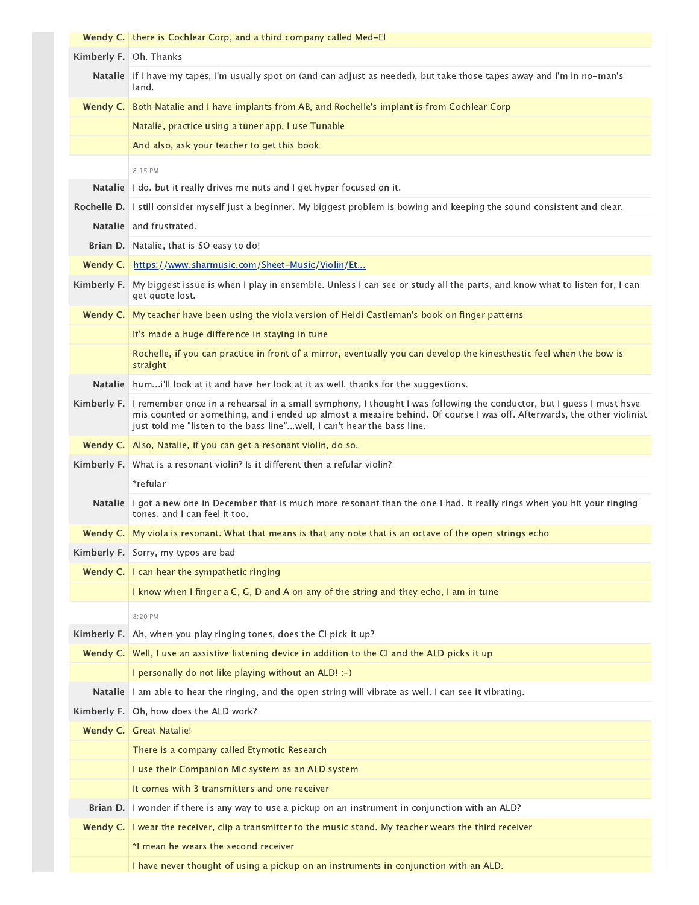| | |
|---|---|
| **Wendy C.** | there is Cochlear Corp, and a third company called Med-El |
| **Kimberly F.** | Oh. Thanks |
| **Natalie** | if I have my tapes, I'm usually spot on (and can adjust as needed), but take those tapes away and I'm in no-man's land. |
| **Wendy C.** | Both Natalie and I have implants from AB, and Rochelle's implant is from Cochlear Corp |
| | Natalie, practice using a tuner app. I use Tunable |
| | And also, ask your teacher to get this book |
| | 8:15 PM |
| **Natalie** | I do. but it really drives me nuts and I get hyper focused on it. |
| **Rochelle D.** | I still consider myself just a beginner. My biggest problem is bowing and keeping the sound consistent and clear. |
| **Natalie** | and frustrated. |
| **Brian D.** | Natalie, that is SO easy to do! |
| **Wendy C.** | [https://www.sharmusic.com/Sheet-Music/Violin/Et...](https://www.sharmusic.com/Sheet-Music/Violin/Et...) |
| **Kimberly F.** | My biggest issue is when I play in ensemble. Unless I can see or study all the parts, and know what to listen for, I can get quote lost. |
| **Wendy C.** | My teacher have been using the viola version of Heidi Castleman's book on finger patterns |
| | It's made a huge difference in staying in tune |
| | Rochelle, if you can practice in front of a mirror, eventually you can develop the kinesthestic feel when the bow is straight |
| **Natalie** | hum...i'll look at it and have her look at it as well. thanks for the suggestions. |
| **Kimberly F.** | I remember once in a rehearsal in a small symphony, I thought I was following the conductor, but I guess I must hsve mis counted or something, and i ended up almost a measire behind. Of course I was off. Afterwards, the other violinist just told me "listen to the bass line"...well, I can't hear the bass line. |
| **Wendy C.** | Also, Natalie, if you can get a resonant violin, do so. |
| **Kimberly F.** | What is a resonant violin? Is it different then a refular violin? |
| | *refular |
| **Natalie** | i got a new one in December that is much more resonant than the one I had. It really rings when you hit your ringing tones. and I can feel it too. |
| **Wendy C.** | My viola is resonant. What that means is that any note that is an octave of the open strings echo |
| **Kimberly F.** | Sorry, my typos are bad |
| **Wendy C.** | I can hear the sympathetic ringing |
| | I know when I finger a C, G, D and A on any of the string and they echo, I am in tune |
| | 8:20 PM |
| **Kimberly F.** | Ah, when you play ringing tones, does the CI pick it up? |
| **Wendy C.** | Well, I use an assistive listening device in addition to the CI and the ALD picks it up |
| | I personally do not like playing without an ALD! :-) |
| **Natalie** | I am able to hear the ringing, and the open string will vibrate as well. I can see it vibrating. |
| **Kimberly F.** | Oh, how does the ALD work? |
| **Wendy C.** | Great Natalie! |
| | There is a company called Etymotic Research |
| | I use their Companion MIc system as an ALD system |
| | It comes with 3 transmitters and one receiver |
| **Brian D.** | I wonder if there is any way to use a pickup on an instrument in conjunction with an ALD? |
| **Wendy C.** | I wear the receiver, clip a transmitter to the music stand. My teacher wears the third receiver |
| | *I mean he wears the second receiver |
| | I have never thought of using a pickup on an instruments in conjunction with an ALD. |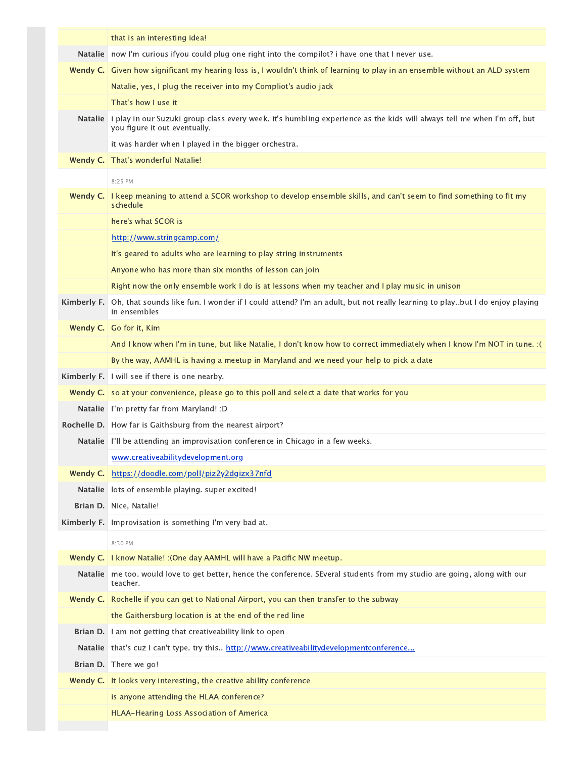| | |
|---|---|
| | that is an interesting idea! |
| **Natalie** | now I'm curious ifyou could plug one right into the compilot? i have one that I never use. |
| **Wendy C.** | Given how significant my hearing loss is, I wouldn't think of learning to play in an ensemble without an ALD system |
| | Natalie, yes, I plug the receiver into my Compliot's audio jack |
| | That's how I use it |
| **Natalie** | i play in our Suzuki group class every week. it's humbling experience as the kids will always tell me when I'm off, but you figure it out eventually. |
| | it was harder when I played in the bigger orchestra. |
| **Wendy C.** | That's wonderful Natalie! |
| | 8:25 PM |
| **Wendy C.** | I keep meaning to attend a SCOR workshop to develop ensemble skills, and can't seem to find something to fit my schedule |
| | here's what SCOR is |
| | [http://www.stringcamp.com/](http://www.stringcamp.com/) |
| | It's geared to adults who are learning to play string instruments |
| | Anyone who has more than six months of lesson can join |
| | Right now the only ensemble work I do is at lessons when my teacher and I play music in unison |
| **Kimberly F.** | Oh, that sounds like fun. I wonder if I could attend? I'm an adult, but not really learning to play..but I do enjoy playing in ensembles |
| **Wendy C.** | Go for it, Kim |
| | And I know when I'm in tune, but like Natalie, I don't know how to correct immediately when I know I'm NOT in tune. :( |
| | By the way, AAMHL is having a meetup in Maryland and we need your help to pick a date |
| **Kimberly F.** | I will see if there is one nearby. |
| **Wendy C.** | so at your convenience, please go to this poll and select a date that works for you |
| **Natalie** | I"m pretty far from Maryland! :D |
| **Rochelle D.** | How far is Gaithsburg from the nearest airport? |
| **Natalie** | I"ll be attending an improvisation conference in Chicago in a few weeks. |
| | [www.creativeabilitydevelopment.org](www.creativeabilitydevelopment.org) |
| **Wendy C.** | [https://doodle.com/poll/piz2y2dgizx37nfd](https://doodle.com/poll/piz2y2dgizx37nfd) |
| **Natalie** | lots of ensemble playing. super excited! |
| **Brian D.** | Nice, Natalie! |
| **Kimberly F.** | Improvisation is something I'm very bad at. |
| | 8:30 PM |
| **Wendy C.** | I know Natalie! :(One day AAMHL will have a Pacific NW meetup. |
| **Natalie** | me too. would love to get better, hence the conference. SEveral students from my studio are going, along with our teacher. |
| **Wendy C.** | Rochelle if you can get to National Airport, you can then transfer to the subway |
| | the Gaithersburg location is at the end of the red line |
| **Brian D.** | I am not getting that creativeability link to open |
| **Natalie** | that's cuz I can't type. try this.. http://www.creativeabilitydevelopmentconference... |
| **Brian D.** | There we go! |
| **Wendy C.** | It looks very interesting, the creative ability conference |
| | is anyone attending the HLAA conference? |
| | HLAA-Hearing Loss Association of America |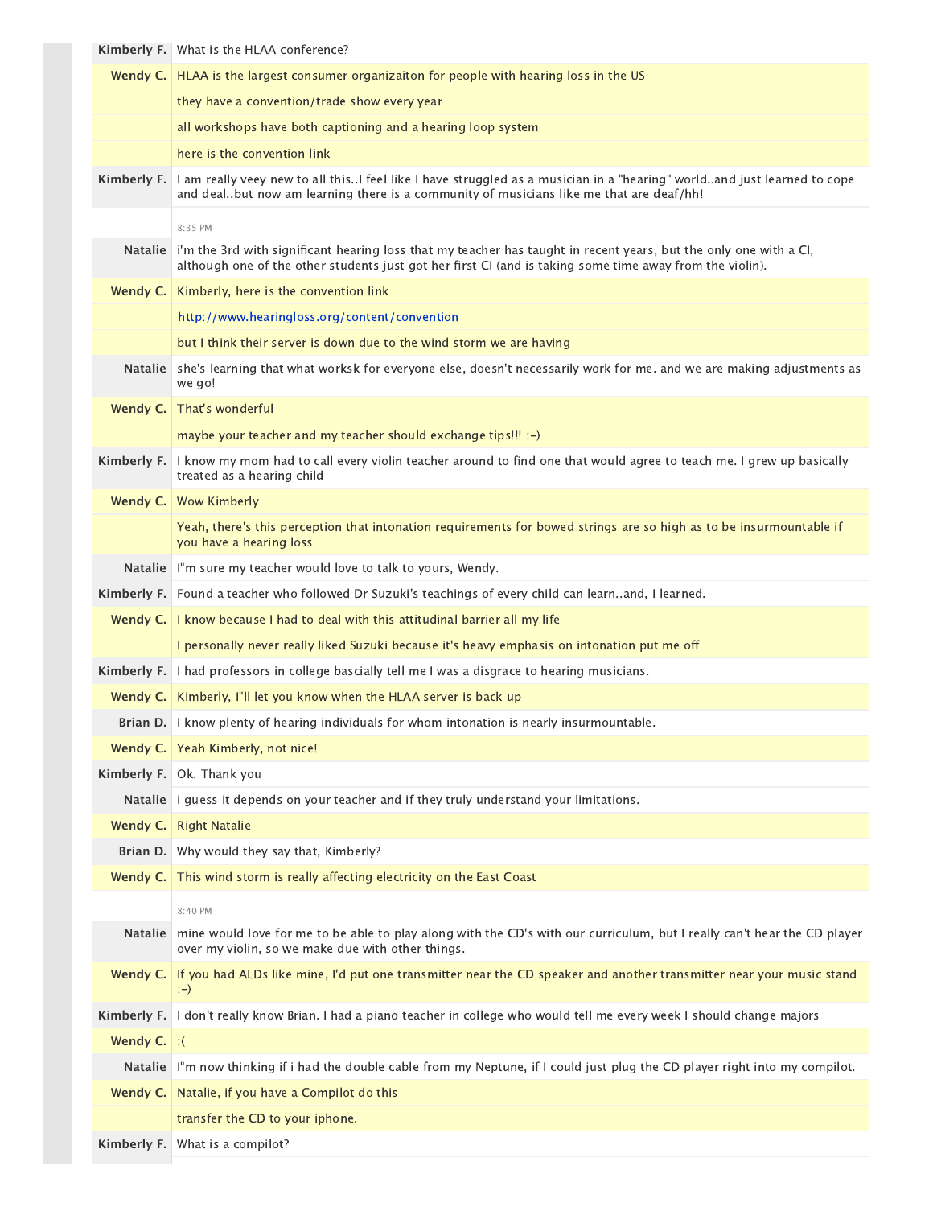| | |
|---|---|
| **Kimberly F.** | What is the HLAA conference? |
| **Wendy C.** | HLAA is the largest consumer organizaiton for people with hearing loss in the US |
| | they have a convention/trade show every year |
| | all workshops have both captioning and a hearing loop system |
| | here is the convention link |
| **Kimberly F.** | I am really veey new to all this..I feel like I have struggled as a musician in a "hearing" world..and just learned to cope and deal..but now am learning there is a community of musicians like me that are deaf/hh! |
| | 8:35 PM |
| **Natalie** | i'm the 3rd with significant hearing loss that my teacher has taught in recent years, but the only one with a CI, although one of the other students just got her first CI (and is taking some time away from the violin). |
| **Wendy C.** | Kimberly, here is the convention link |
| | http://www.hearingloss.org/content/convention |
| | but I think their server is down due to the wind storm we are having |
| **Natalie** | she's learning that what worksk for everyone else, doesn't necessarily work for me. and we are making adjustments as we go! |
| **Wendy C.** | That's wonderful |
| | maybe your teacher and my teacher should exchange tips!!! :-) |
| **Kimberly F.** | I know my mom had to call every violin teacher around to find one that would agree to teach me. I grew up basically treated as a hearing child |
| **Wendy C.** | Wow Kimberly |
| | Yeah, there's this perception that intonation requirements for bowed strings are so high as to be insurmountable if you have a hearing loss |
| **Natalie** | I"m sure my teacher would love to talk to yours, Wendy. |
| **Kimberly F.** | Found a teacher who followed Dr Suzuki's teachings of every child can learn..and, I learned. |
| **Wendy C.** | I know because I had to deal with this attitudinal barrier all my life |
| | I personally never really liked Suzuki because it's heavy emphasis on intonation put me off |
| **Kimberly F.** | I had professors in college bascially tell me I was a disgrace to hearing musicians. |
| **Wendy C.** | Kimberly, I"ll let you know when the HLAA server is back up |
| **Brian D.** | I know plenty of hearing individuals for whom intonation is nearly insurmountable. |
| **Wendy C.** | Yeah Kimberly, not nice! |
| **Kimberly F.** | Ok. Thank you |
| **Natalie** | i guess it depends on your teacher and if they truly understand your limitations. |
| **Wendy C.** | Right Natalie |
| **Brian D.** | Why would they say that, Kimberly? |
| **Wendy C.** | This wind storm is really affecting electricity on the East Coast |
| | 8:40 PM |
| **Natalie** | mine would love for me to be able to play along with the CD's with our curriculum, but I really can't hear the CD player over my violin, so we make due with other things. |
| **Wendy C.** | If you had ALDs like mine, I'd put one transmitter near the CD speaker and another transmitter near your music stand :-) |
| **Kimberly F.** | I don't really know Brian. I had a piano teacher in college who would tell me every week I should change majors |
| **Wendy C.** | :( |
| **Natalie** | I"m now thinking if i had the double cable from my Neptune, if I could just plug the CD player right into my compilot. |
| **Wendy C.** | Natalie, if you have a Compilot do this |
| | transfer the CD to your iphone. |
| **Kimberly F.** | What is a compilot? |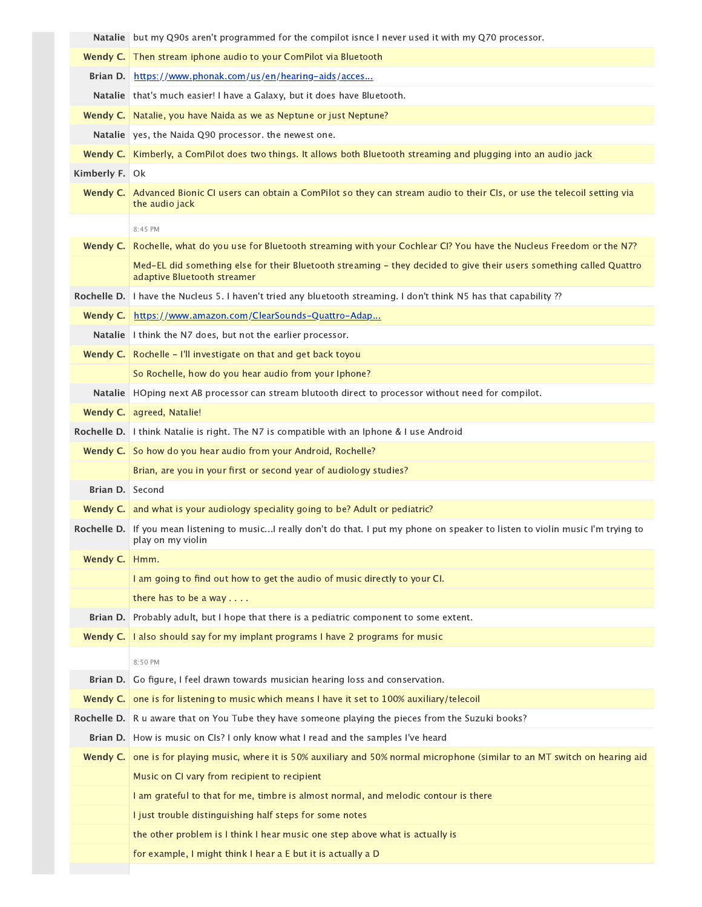| | |
|---|---|
| **Natalie** | but my Q90s aren't programmed for the compilot isnce I never used it with my Q70 processor. |
| **Wendy C.** | Then stream iphone audio to your ComPilot via Bluetooth |
| **Brian D.** | [https://www.phonak.com/us/en/hearing-aids/acces...](https://www.phonak.com/us/en/hearing-aids/acces...) |
| **Natalie** | that's much easier! I have a Galaxy, but it does have Bluetooth. |
| **Wendy C.** | Natalie, you have Naida as we as Neptune or just Neptune? |
| **Natalie** | yes, the Naida Q90 processor. the newest one. |
| **Wendy C.** | Kimberly, a ComPilot does two things. It allows both Bluetooth streaming and plugging into an audio jack |
| **Kimberly F.** | Ok |
| **Wendy C.** | Advanced Bionic CI users can obtain a ComPilot so they can stream audio to their CIs, or use the telecoil setting via the audio jack |
| | 8:45 PM |
| **Wendy C.** | Rochelle, what do you use for Bluetooth streaming with your Cochlear CI? You have the Nucleus Freedom or the N7? |
| | Med-EL did something else for their Bluetooth streaming - they decided to give their users something called Quattro adaptive Bluetooth streamer |
| **Rochelle D.** | I have the Nucleus 5. I haven't tried any bluetooth streaming. I don't think N5 has that capability ?? |
| **Wendy C.** | [https://www.amazon.com/ClearSounds-Quattro-Adap...](https://www.amazon.com/ClearSounds-Quattro-Adap...) |
| **Natalie** | I think the N7 does, but not the earlier processor. |
| **Wendy C.** | Rochelle - I'll investigate on that and get back toyou |
| | So Rochelle, how do you hear audio from your Iphone? |
| **Natalie** | HOping next AB processor can stream blutooth direct to processor without need for compilot. |
| **Wendy C.** | agreed, Natalie! |
| **Rochelle D.** | I think Natalie is right. The N7 is compatible with an Iphone & I use Android |
| **Wendy C.** | So how do you hear audio from your Android, Rochelle? |
| | Brian, are you in your first or second year of audiology studies? |
| **Brian D.** | Second |
| **Wendy C.** | and what is your audiology speciality going to be? Adult or pediatric? |
| **Rochelle D.** | If you mean listening to music...I really don't do that. I put my phone on speaker to listen to violin music I'm trying to play on my violin |
| **Wendy C.** | Hmm. |
| | I am going to find out how to get the audio of music directly to your CI. |
| | there has to be a way . . . . |
| **Brian D.** | Probably adult, but I hope that there is a pediatric component to some extent. |
| **Wendy C.** | I also should say for my implant programs I have 2 programs for music |
| | 8:50 PM |
| **Brian D.** | Go figure, I feel drawn towards musician hearing loss and conservation. |
| **Wendy C.** | one is for listening to music which means I have it set to 100% auxiliary/telecoil |
| **Rochelle D.** | R u aware that on You Tube they have someone playing the pieces from the Suzuki books? |
| **Brian D.** | How is music on CIs? I only know what I read and the samples I've heard |
| **Wendy C.** | one is for playing music, where it is 50% auxiliary and 50% normal microphone (similar to an MT switch on hearing aid |
| | Music on CI vary from recipient to recipient |
| | I am grateful to that for me, timbre is almost normal, and melodic contour is there |
| | I just trouble distinguishing half steps for some notes |
| | the other problem is I think I hear music one step above what is actually is |
| | for example, I might think I hear a E but it is actually a D |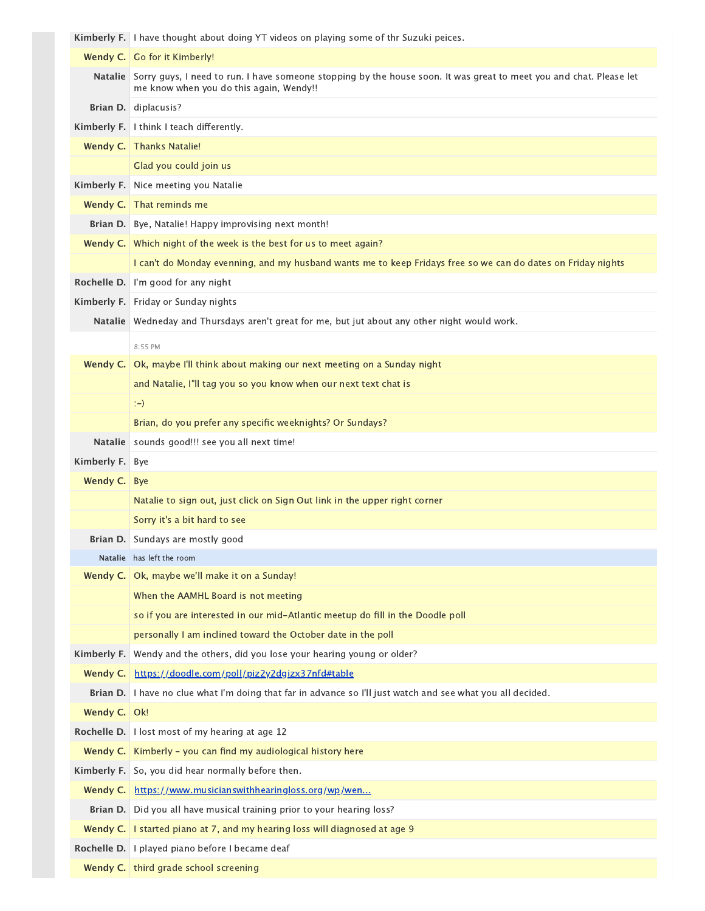| | |
|---|---|
| **Kimberly F.** | I have thought about doing YT videos on playing some of thr Suzuki peices. |
| **Wendy C.** | Go for it Kimberly! |
| **Natalie** | Sorry guys, I need to run. I have someone stopping by the house soon. It was great to meet you and chat. Please let me know when you do this again, Wendy!! |
| **Brian D.** | diplacusis? |
| **Kimberly F.** | I think I teach differently. |
| **Wendy C.** | Thanks Natalie! |
| | Glad you could join us |
| **Kimberly F.** | Nice meeting you Natalie |
| **Wendy C.** | That reminds me |
| **Brian D.** | Bye, Natalie! Happy improvising next month! |
| **Wendy C.** | Which night of the week is the best for us to meet again? |
| | I can't do Monday evenning, and my husband wants me to keep Fridays free so we can do dates on Friday nights |
| **Rochelle D.** | I'm good for any night |
| **Kimberly F.** | Friday or Sunday nights |
| **Natalie** | Wedneday and Thursdays aren't great for me, but jut about any other night would work. |
| | 8:55 PM |
| **Wendy C.** | Ok, maybe I'll think about making our next meeting on a Sunday night |
| | and Natalie, I"ll tag you so you know when our next text chat is |
| | :-) |
| | Brian, do you prefer any specific weeknights? Or Sundays? |
| **Natalie** | sounds good!!! see you all next time! |
| **Kimberly F.** | Bye |
| **Wendy C.** | Bye |
| | Natalie to sign out, just click on Sign Out link in the upper right corner |
| | Sorry it's a bit hard to see |
| **Brian D.** | Sundays are mostly good |
| Natalie | has left the room |
| **Wendy C.** | Ok, maybe we'll make it on a Sunday! |
| | When the AAMHL Board is not meeting |
| | so if you are interested in our mid-Atlantic meetup do fill in the Doodle poll |
| | personally I am inclined toward the October date in the poll |
| **Kimberly F.** | Wendy and the others, did you lose your hearing young or older? |
| **Wendy C.** | https://doodle.com/poll/piz2y2dgizx37nfd#table |
| **Brian D.** | I have no clue what I'm doing that far in advance so I'll just watch and see what you all decided. |
| **Wendy C.** | Ok! |
| **Rochelle D.** | I lost most of my hearing at age 12 |
| **Wendy C.** | Kimberly - you can find my audiological history here |
| **Kimberly F.** | So, you did hear normally before then. |
| **Wendy C.** | https://www.musicianswithhearingloss.org/wp/wen... |
| **Brian D.** | Did you all have musical training prior to your hearing loss? |
| **Wendy C.** | I started piano at 7, and my hearing loss will diagnosed at age 9 |
| **Rochelle D.** | I played piano before I became deaf |
| **Wendy C.** | third grade school screening |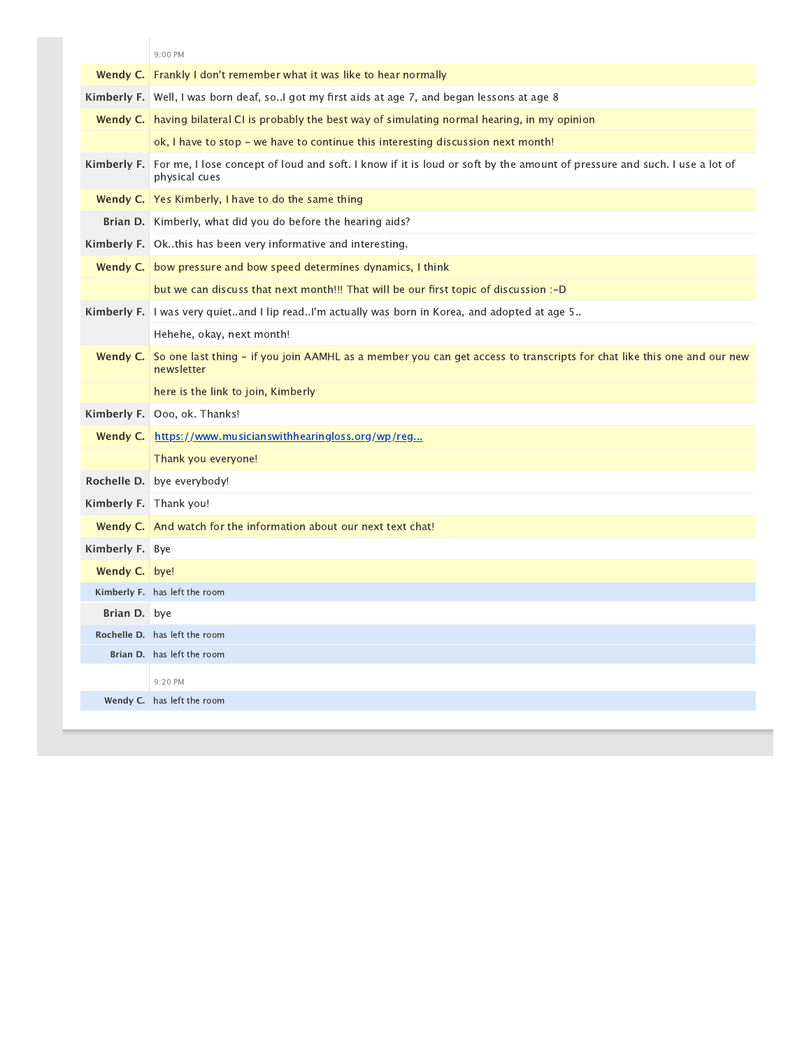9:00 PM

| | |
|---|---|
| **Wendy C.** | Frankly I don't remember what it was like to hear normally |
| **Kimberly F.** | Well, I was born deaf, so..I got my first aids at age 7, and began lessons at age 8 |
| **Wendy C.** | having bilateral CI is probably the best way of simulating normal hearing, in my opinion |
| | ok, I have to stop - we have to continue this interesting discussion next month! |
| **Kimberly F.** | For me, I lose concept of loud and soft. I know if it is loud or soft by the amount of pressure and such. I use a lot of physical cues |
| **Wendy C.** | Yes Kimberly, I have to do the same thing |
| **Brian D.** | Kimberly, what did you do before the hearing aids? |
| **Kimberly F.** | Ok..this has been very informative and interesting. |
| **Wendy C.** | bow pressure and bow speed determines dynamics, I think |
| | but we can discuss that next month!!! That will be our first topic of discussion :-D |
| **Kimberly F.** | I was very quiet..and I lip read..I'm actually was born in Korea, and adopted at age 5.. |
| | Hehehe, okay, next month! |
| **Wendy C.** | So one last thing - if you join AAMHL as a member you can get access to transcripts for chat like this one and our new newsletter |
| | here is the link to join, Kimberly |
| **Kimberly F.** | Ooo, ok. Thanks! |
| **Wendy C.** | https://www.musicianswithhearingloss.org/wp/reg... |
| | Thank you everyone! |
| **Rochelle D.** | bye everybody! |
| **Kimberly F.** | Thank you! |
| **Wendy C.** | And watch for the information about our next text chat! |
| **Kimberly F.** | Bye |
| **Wendy C.** | bye! |
| **Kimberly F.** | has left the room |
| **Brian D.** | bye |
| **Rochelle D.** | has left the room |
| **Brian D.** | has left the room |

9:20 PM

| | |
|---|---|
| **Wendy C.** | has left the room |